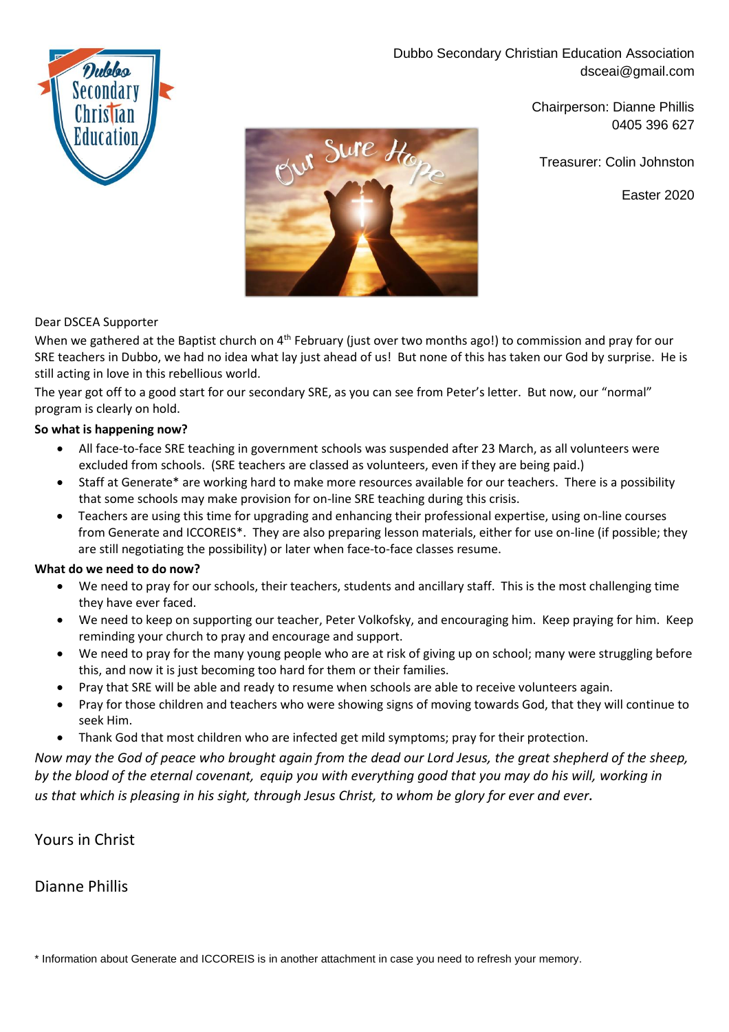Dubbo Secondary Christian Education Association
dsceai@gmail.com

Chairperson: Dianne Phillis
0405 396 627

Treasurer: Colin Johnston

Easter 2020

Dear DSCEA Supporter

When we gathered at the Baptist church on 4th February (just over two months ago!) to commission and pray for our SRE teachers in Dubbo, we had no idea what lay just ahead of us! But none of this has taken our God by surprise. He is still acting in love in this rebellious world.

The year got off to a good start for our secondary SRE, as you can see from Peter's letter. But now, our "normal" program is clearly on hold.

**So what is happening now?**

- All face-to-face SRE teaching in government schools was suspended after 23 March, as all volunteers were excluded from schools. (SRE teachers are classed as volunteers, even if they are being paid.)
- Staff at Generate* are working hard to make more resources available for our teachers. There is a possibility that some schools may make provision for on-line SRE teaching during this crisis.
- Teachers are using this time for upgrading and enhancing their professional expertise, using on-line courses from Generate and ICCOREIS*. They are also preparing lesson materials, either for use on-line (if possible; they are still negotiating the possibility) or later when face-to-face classes resume.

**What do we need to do now?**

- We need to pray for our schools, their teachers, students and ancillary staff. This is the most challenging time they have ever faced.
- We need to keep on supporting our teacher, Peter Volkofsky, and encouraging him. Keep praying for him. Keep reminding your church to pray and encourage and support.
- We need to pray for the many young people who are at risk of giving up on school; many were struggling before this, and now it is just becoming too hard for them or their families.
- Pray that SRE will be able and ready to resume when schools are able to receive volunteers again.
- Pray for those children and teachers who were showing signs of moving towards God, that they will continue to seek Him.
- Thank God that most children who are infected get mild symptoms; pray for their protection.

*Now may the God of peace who brought again from the dead our Lord Jesus, the great shepherd of the sheep, by the blood of the eternal covenant, equip you with everything good that you may do his will, working in us that which is pleasing in his sight, through Jesus Christ, to whom be glory for ever and ever.*

Yours in Christ

Dianne Phillis

\* Information about Generate and ICCOREIS is in another attachment in case you need to refresh your memory.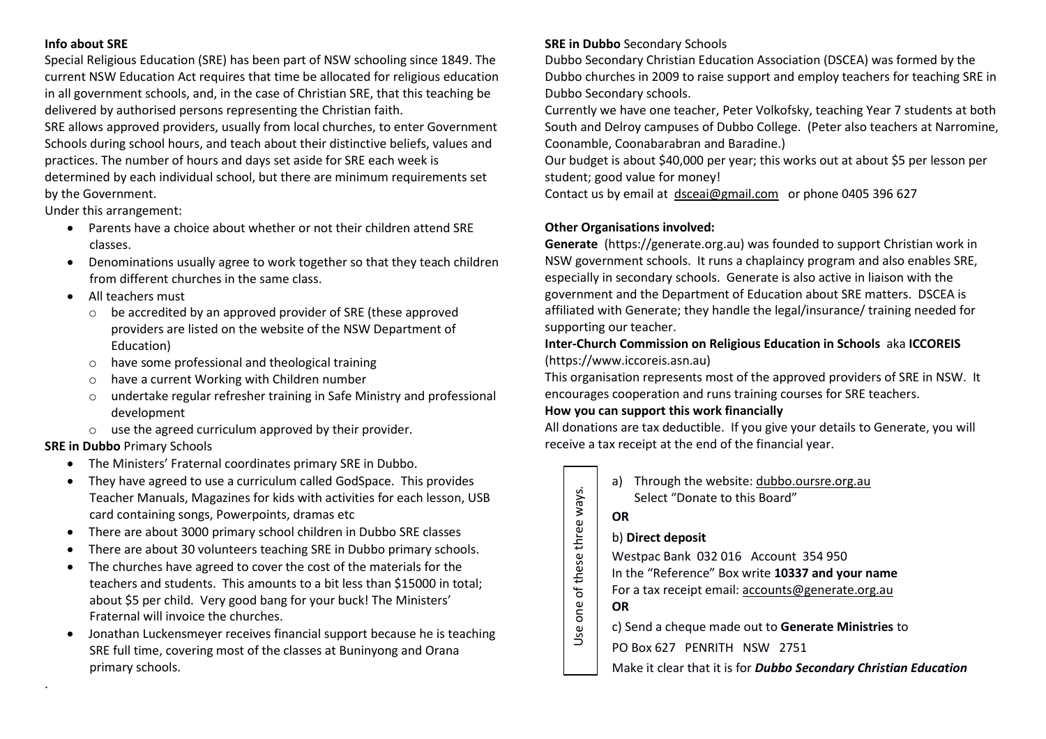**Info about SRE**

Special Religious Education (SRE) has been part of NSW schooling since 1849. The current NSW Education Act requires that time be allocated for religious education in all government schools, and, in the case of Christian SRE, that this teaching be delivered by authorised persons representing the Christian faith.

SRE allows approved providers, usually from local churches, to enter Government Schools during school hours, and teach about their distinctive beliefs, values and practices. The number of hours and days set aside for SRE each week is determined by each individual school, but there are minimum requirements set by the Government.

Under this arrangement:

- Parents have a choice about whether or not their children attend SRE classes.
- Denominations usually agree to work together so that they teach children from different churches in the same class.
- All teachers must
  - be accredited by an approved provider of SRE (these approved providers are listed on the website of the NSW Department of Education)
  - have some professional and theological training
  - have a current Working with Children number
  - undertake regular refresher training in Safe Ministry and professional development
  - use the agreed curriculum approved by their provider.

**SRE in Dubbo** Primary Schools

- The Ministers' Fraternal coordinates primary SRE in Dubbo.
- They have agreed to use a curriculum called GodSpace. This provides Teacher Manuals, Magazines for kids with activities for each lesson, USB card containing songs, Powerpoints, dramas etc
- There are about 3000 primary school children in Dubbo SRE classes
- There are about 30 volunteers teaching SRE in Dubbo primary schools.
- The churches have agreed to cover the cost of the materials for the teachers and students. This amounts to a bit less than $15000 in total; about $5 per child. Very good bang for your buck! The Ministers' Fraternal will invoice the churches.
- Jonathan Luckensmeyer receives financial support because he is teaching SRE full time, covering most of the classes at Buninyong and Orana primary schools.

.

**SRE in Dubbo** Secondary Schools

Dubbo Secondary Christian Education Association (DSCEA) was formed by the Dubbo churches in 2009 to raise support and employ teachers for teaching SRE in Dubbo Secondary schools.

Currently we have one teacher, Peter Volkofsky, teaching Year 7 students at both South and Delroy campuses of Dubbo College. (Peter also teachers at Narromine, Coonamble, Coonabarabran and Baradine.)

Our budget is about $40,000 per year; this works out at about $5 per lesson per student; good value for money!

Contact us by email at dsceai@gmail.com or phone 0405 396 627

**Other Organisations involved:**

**Generate** (https://generate.org.au) was founded to support Christian work in NSW government schools. It runs a chaplaincy program and also enables SRE, especially in secondary schools. Generate is also active in liaison with the government and the Department of Education about SRE matters. DSCEA is affiliated with Generate; they handle the legal/insurance/ training needed for supporting our teacher.

**Inter-Church Commission on Religious Education in Schools** aka **ICCOREIS** (https://www.iccoreis.asn.au)

This organisation represents most of the approved providers of SRE in NSW. It encourages cooperation and runs training courses for SRE teachers.

**How you can support this work financially**

All donations are tax deductible. If you give your details to Generate, you will receive a tax receipt at the end of the financial year.

Use one of these three ways.

a) Through the website: dubbo.oursre.org.au
   Select "Donate to this Board"

**OR**

b) **Direct deposit**

Westpac Bank 032 016 Account 354 950

In the "Reference" Box write **10337 and your name**

For a tax receipt email: accounts@generate.org.au

**OR**

c) Send a cheque made out to **Generate Ministries** to

PO Box 627 PENRITH NSW 2751

Make it clear that it is for ***Dubbo Secondary Christian Education***